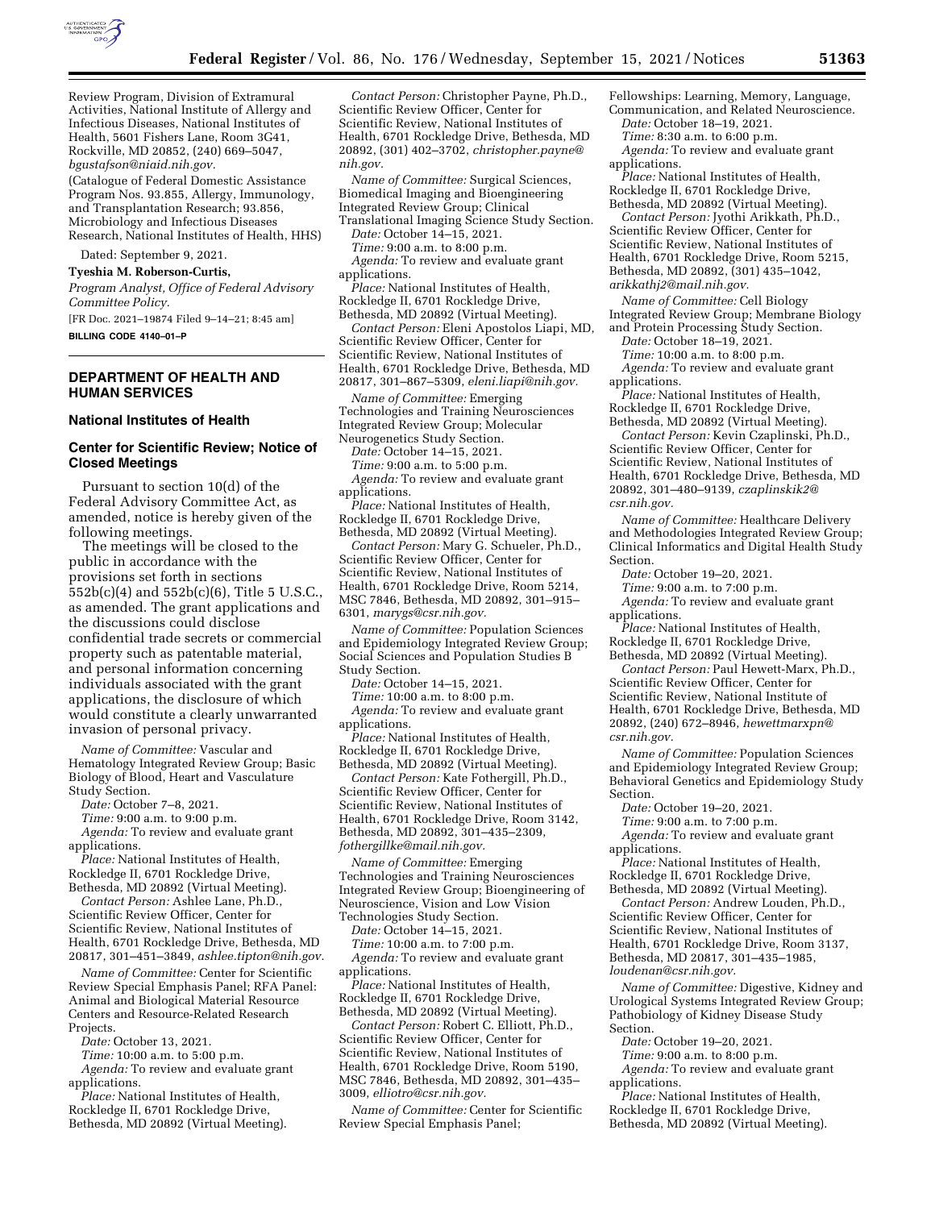Review Program, Division of Extramural Activities, National Institute of Allergy and Infectious Diseases, National Institutes of Health, 5601 Fishers Lane, Room 3G41, Rockville, MD 20852, (240) 669–5047, *bgustafson@niaid.nih.gov.*

(Catalogue of Federal Domestic Assistance Program Nos. 93.855, Allergy, Immunology, and Transplantation Research; 93.856, Microbiology and Infectious Diseases Research, National Institutes of Health, HHS)

Dated: September 9, 2021.

**Tyeshia M. Roberson-Curtis,**

*Program Analyst, Office of Federal Advisory Committee Policy.*

[FR Doc. 2021–19874 Filed 9–14–21; 8:45 am]

**BILLING CODE 4140–01–P**

## DEPARTMENT OF HEALTH AND HUMAN SERVICES

### National Institutes of Health

### Center for Scientific Review; Notice of Closed Meetings

Pursuant to section 10(d) of the Federal Advisory Committee Act, as amended, notice is hereby given of the following meetings.

The meetings will be closed to the public in accordance with the provisions set forth in sections 552b(c)(4) and 552b(c)(6), Title 5 U.S.C., as amended. The grant applications and the discussions could disclose confidential trade secrets or commercial property such as patentable material, and personal information concerning individuals associated with the grant applications, the disclosure of which would constitute a clearly unwarranted invasion of personal privacy.

*Name of Committee:* Vascular and Hematology Integrated Review Group; Basic Biology of Blood, Heart and Vasculature Study Section.

*Date:* October 7–8, 2021.

*Time:* 9:00 a.m. to 9:00 p.m.

*Agenda:* To review and evaluate grant applications.

*Place:* National Institutes of Health, Rockledge II, 6701 Rockledge Drive, Bethesda, MD 20892 (Virtual Meeting).

*Contact Person:* Ashlee Lane, Ph.D., Scientific Review Officer, Center for Scientific Review, National Institutes of Health, 6701 Rockledge Drive, Bethesda, MD 20817, 301–451–3849, *ashlee.tipton@nih.gov.*

*Name of Committee:* Center for Scientific Review Special Emphasis Panel; RFA Panel: Animal and Biological Material Resource Centers and Resource-Related Research Projects.

*Date:* October 13, 2021.

*Time:* 10:00 a.m. to 5:00 p.m.

*Agenda:* To review and evaluate grant applications.

*Place:* National Institutes of Health, Rockledge II, 6701 Rockledge Drive, Bethesda, MD 20892 (Virtual Meeting).

*Contact Person:* Christopher Payne, Ph.D., Scientific Review Officer, Center for Scientific Review, National Institutes of Health, 6701 Rockledge Drive, Bethesda, MD 20892, (301) 402–3702, *christopher.payne@nih.gov.*

*Name of Committee:* Surgical Sciences, Biomedical Imaging and Bioengineering Integrated Review Group; Clinical Translational Imaging Science Study Section.

*Date:* October 14–15, 2021.

*Time:* 9:00 a.m. to 8:00 p.m.

*Agenda:* To review and evaluate grant applications.

*Place:* National Institutes of Health, Rockledge II, 6701 Rockledge Drive, Bethesda, MD 20892 (Virtual Meeting).

*Contact Person:* Eleni Apostolos Liapi, MD, Scientific Review Officer, Center for Scientific Review, National Institutes of Health, 6701 Rockledge Drive, Bethesda, MD 20817, 301–867–5309, *eleni.liapi@nih.gov.*

*Name of Committee:* Emerging Technologies and Training Neurosciences Integrated Review Group; Molecular Neurogenetics Study Section.

*Date:* October 14–15, 2021.

*Time:* 9:00 a.m. to 5:00 p.m.

*Agenda:* To review and evaluate grant applications.

*Place:* National Institutes of Health, Rockledge II, 6701 Rockledge Drive, Bethesda, MD 20892 (Virtual Meeting).

*Contact Person:* Mary G. Schueler, Ph.D., Scientific Review Officer, Center for Scientific Review, National Institutes of Health, 6701 Rockledge Drive, Room 5214, MSC 7846, Bethesda, MD 20892, 301–915–6301, *marygs@csr.nih.gov.*

*Name of Committee:* Population Sciences and Epidemiology Integrated Review Group; Social Sciences and Population Studies B Study Section.

*Date:* October 14–15, 2021.

*Time:* 10:00 a.m. to 8:00 p.m.

*Agenda:* To review and evaluate grant applications.

*Place:* National Institutes of Health, Rockledge II, 6701 Rockledge Drive, Bethesda, MD 20892 (Virtual Meeting).

*Contact Person:* Kate Fothergill, Ph.D., Scientific Review Officer, Center for Scientific Review, National Institutes of Health, 6701 Rockledge Drive, Room 3142, Bethesda, MD 20892, 301–435–2309, *fothergillke@mail.nih.gov.*

*Name of Committee:* Emerging Technologies and Training Neurosciences Integrated Review Group; Bioengineering of Neuroscience, Vision and Low Vision Technologies Study Section.

*Date:* October 14–15, 2021.

*Time:* 10:00 a.m. to 7:00 p.m.

*Agenda:* To review and evaluate grant applications.

*Place:* National Institutes of Health, Rockledge II, 6701 Rockledge Drive, Bethesda, MD 20892 (Virtual Meeting).

*Contact Person:* Robert C. Elliott, Ph.D., Scientific Review Officer, Center for Scientific Review, National Institutes of Health, 6701 Rockledge Drive, Room 5190, MSC 7846, Bethesda, MD 20892, 301–435–3009, *elliotro@csr.nih.gov.*

*Name of Committee:* Center for Scientific Review Special Emphasis Panel; Fellowships: Learning, Memory, Language, Communication, and Related Neuroscience.

*Date:* October 18–19, 2021.

*Time:* 8:30 a.m. to 6:00 p.m.

*Agenda:* To review and evaluate grant applications.

*Place:* National Institutes of Health, Rockledge II, 6701 Rockledge Drive, Bethesda, MD 20892 (Virtual Meeting).

*Contact Person:* Jyothi Arikkath, Ph.D., Scientific Review Officer, Center for Scientific Review, National Institutes of Health, 6701 Rockledge Drive, Room 5215, Bethesda, MD 20892, (301) 435–1042, *arikkathj2@mail.nih.gov.*

*Name of Committee:* Cell Biology Integrated Review Group; Membrane Biology and Protein Processing Study Section.

*Date:* October 18–19, 2021.

*Time:* 10:00 a.m. to 8:00 p.m.

*Agenda:* To review and evaluate grant applications.

*Place:* National Institutes of Health, Rockledge II, 6701 Rockledge Drive, Bethesda, MD 20892 (Virtual Meeting).

*Contact Person:* Kevin Czaplinski, Ph.D., Scientific Review Officer, Center for Scientific Review, National Institutes of Health, 6701 Rockledge Drive, Bethesda, MD 20892, 301–480–9139, *czaplinskik2@csr.nih.gov.*

*Name of Committee:* Healthcare Delivery and Methodologies Integrated Review Group; Clinical Informatics and Digital Health Study Section.

*Date:* October 19–20, 2021.

*Time:* 9:00 a.m. to 7:00 p.m.

*Agenda:* To review and evaluate grant applications.

*Place:* National Institutes of Health, Rockledge II, 6701 Rockledge Drive, Bethesda, MD 20892 (Virtual Meeting).

*Contact Person:* Paul Hewett-Marx, Ph.D., Scientific Review Officer, Center for Scientific Review, National Institute of Health, 6701 Rockledge Drive, Bethesda, MD 20892, (240) 672–8946, *hewettmarxpn@csr.nih.gov.*

*Name of Committee:* Population Sciences and Epidemiology Integrated Review Group; Behavioral Genetics and Epidemiology Study Section.

*Date:* October 19–20, 2021.

*Time:* 9:00 a.m. to 7:00 p.m.

*Agenda:* To review and evaluate grant applications.

*Place:* National Institutes of Health, Rockledge II, 6701 Rockledge Drive, Bethesda, MD 20892 (Virtual Meeting).

*Contact Person:* Andrew Louden, Ph.D., Scientific Review Officer, Center for Scientific Review, National Institutes of Health, 6701 Rockledge Drive, Room 3137, Bethesda, MD 20817, 301–435–1985, *loudenan@csr.nih.gov.*

*Name of Committee:* Digestive, Kidney and Urological Systems Integrated Review Group; Pathobiology of Kidney Disease Study Section.

*Date:* October 19–20, 2021.

*Time:* 9:00 a.m. to 8:00 p.m.

*Agenda:* To review and evaluate grant applications.

*Place:* National Institutes of Health, Rockledge II, 6701 Rockledge Drive, Bethesda, MD 20892 (Virtual Meeting).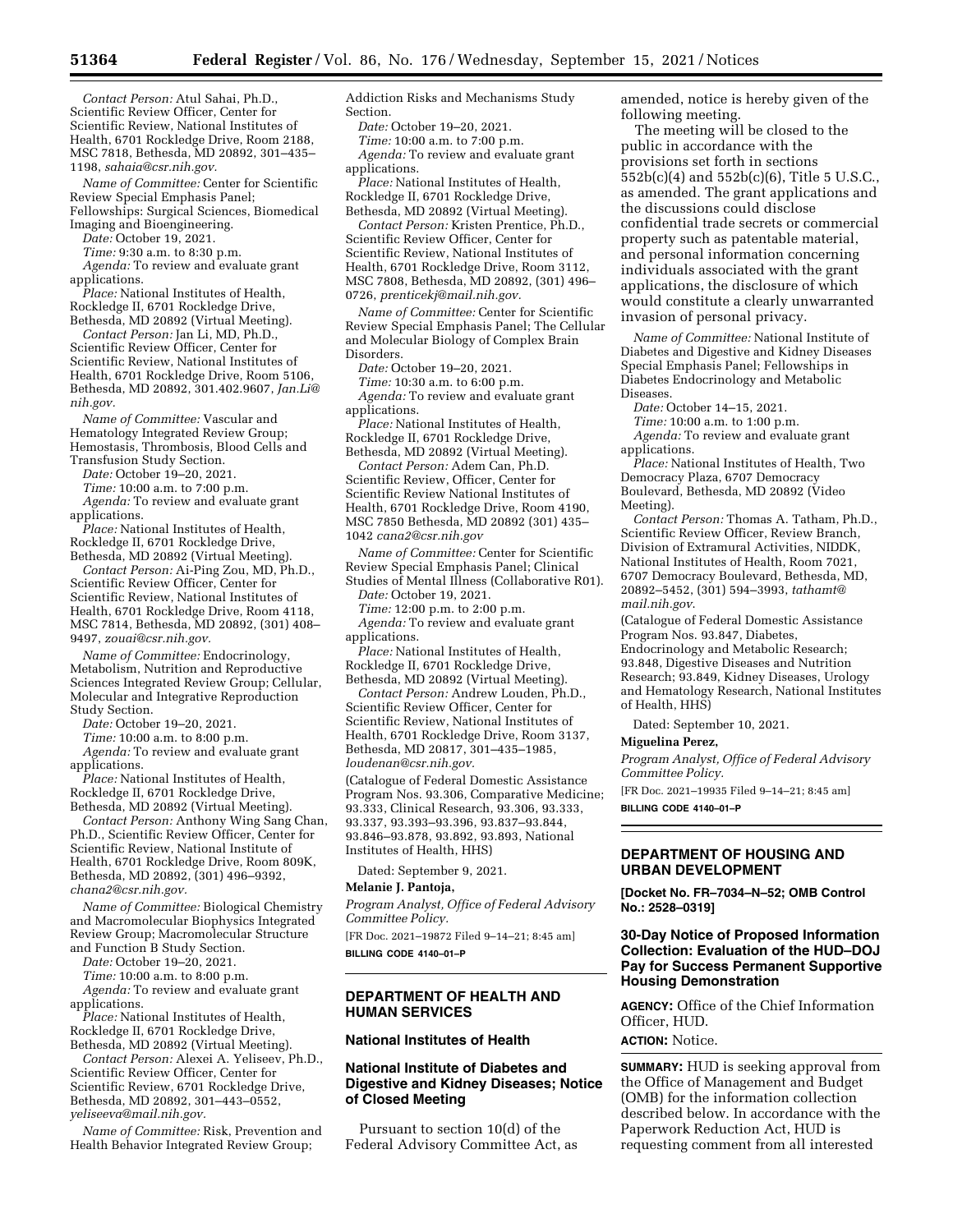*Contact Person:* Atul Sahai, Ph.D., Scientific Review Officer, Center for Scientific Review, National Institutes of Health, 6701 Rockledge Drive, Room 2188, MSC 7818, Bethesda, MD 20892, 301–435–1198, *sahaia@csr.nih.gov.*

*Name of Committee:* Center for Scientific Review Special Emphasis Panel; Fellowships: Surgical Sciences, Biomedical Imaging and Bioengineering.

*Date:* October 19, 2021.

*Time:* 9:30 a.m. to 8:30 p.m.

*Agenda:* To review and evaluate grant applications.

*Place:* National Institutes of Health, Rockledge II, 6701 Rockledge Drive, Bethesda, MD 20892 (Virtual Meeting).

*Contact Person:* Jan Li, MD, Ph.D., Scientific Review Officer, Center for Scientific Review, National Institutes of Health, 6701 Rockledge Drive, Room 5106, Bethesda, MD 20892, 301.402.9607, *Jan.Li@nih.gov.*

*Name of Committee:* Vascular and Hematology Integrated Review Group; Hemostasis, Thrombosis, Blood Cells and Transfusion Study Section.

*Date:* October 19–20, 2021.

*Time:* 10:00 a.m. to 7:00 p.m.

*Agenda:* To review and evaluate grant applications.

*Place:* National Institutes of Health, Rockledge II, 6701 Rockledge Drive, Bethesda, MD 20892 (Virtual Meeting).

*Contact Person:* Ai-Ping Zou, MD, Ph.D., Scientific Review Officer, Center for Scientific Review, National Institutes of Health, 6701 Rockledge Drive, Room 4118, MSC 7814, Bethesda, MD 20892, (301) 408–9497, *zouai@csr.nih.gov.*

*Name of Committee:* Endocrinology, Metabolism, Nutrition and Reproductive Sciences Integrated Review Group; Cellular, Molecular and Integrative Reproduction Study Section.

*Date:* October 19–20, 2021.

*Time:* 10:00 a.m. to 8:00 p.m.

*Agenda:* To review and evaluate grant applications.

*Place:* National Institutes of Health, Rockledge II, 6701 Rockledge Drive, Bethesda, MD 20892 (Virtual Meeting).

*Contact Person:* Anthony Wing Sang Chan, Ph.D., Scientific Review Officer, Center for Scientific Review, National Institute of Health, 6701 Rockledge Drive, Room 809K, Bethesda, MD 20892, (301) 496–9392, *chana2@csr.nih.gov.*

*Name of Committee:* Biological Chemistry and Macromolecular Biophysics Integrated Review Group; Macromolecular Structure and Function B Study Section.

*Date:* October 19–20, 2021.

*Time:* 10:00 a.m. to 8:00 p.m.

*Agenda:* To review and evaluate grant applications.

*Place:* National Institutes of Health, Rockledge II, 6701 Rockledge Drive, Bethesda, MD 20892 (Virtual Meeting).

*Contact Person:* Alexei A. Yeliseev, Ph.D., Scientific Review Officer, Center for Scientific Review, 6701 Rockledge Drive, Bethesda, MD 20892, 301–443–0552, *yeliseeva@mail.nih.gov.*

*Name of Committee:* Risk, Prevention and Health Behavior Integrated Review Group; Addiction Risks and Mechanisms Study Section.

*Date:* October 19–20, 2021.

*Time:* 10:00 a.m. to 7:00 p.m.

*Agenda:* To review and evaluate grant applications.

*Place:* National Institutes of Health, Rockledge II, 6701 Rockledge Drive, Bethesda, MD 20892 (Virtual Meeting).

*Contact Person:* Kristen Prentice, Ph.D., Scientific Review Officer, Center for Scientific Review, National Institutes of Health, 6701 Rockledge Drive, Room 3112, MSC 7808, Bethesda, MD 20892, (301) 496–0726, *prenticekj@mail.nih.gov.*

*Name of Committee:* Center for Scientific Review Special Emphasis Panel; The Cellular and Molecular Biology of Complex Brain Disorders.

*Date:* October 19–20, 2021.

*Time:* 10:30 a.m. to 6:00 p.m.

*Agenda:* To review and evaluate grant applications.

*Place:* National Institutes of Health, Rockledge II, 6701 Rockledge Drive, Bethesda, MD 20892 (Virtual Meeting).

*Contact Person:* Adem Can, Ph.D. Scientific Review, Officer, Center for Scientific Review National Institutes of Health, 6701 Rockledge Drive, Room 4190, MSC 7850 Bethesda, MD 20892 (301) 435–1042 *cana2@csr.nih.gov*

*Name of Committee:* Center for Scientific Review Special Emphasis Panel; Clinical Studies of Mental Illness (Collaborative R01).

*Date:* October 19, 2021.

*Time:* 12:00 p.m. to 2:00 p.m.

*Agenda:* To review and evaluate grant applications.

*Place:* National Institutes of Health, Rockledge II, 6701 Rockledge Drive, Bethesda, MD 20892 (Virtual Meeting).

*Contact Person:* Andrew Louden, Ph.D., Scientific Review Officer, Center for Scientific Review, National Institutes of Health, 6701 Rockledge Drive, Room 3137, Bethesda, MD 20817, 301–435–1985, *loudenan@csr.nih.gov.*

(Catalogue of Federal Domestic Assistance Program Nos. 93.306, Comparative Medicine; 93.333, Clinical Research, 93.306, 93.333, 93.337, 93.393–93.396, 93.837–93.844, 93.846–93.878, 93.892, 93.893, National Institutes of Health, HHS)

Dated: September 9, 2021.

**Melanie J. Pantoja,**

*Program Analyst, Office of Federal Advisory Committee Policy.*

[FR Doc. 2021–19872 Filed 9–14–21; 8:45 am]

**BILLING CODE 4140–01–P**

## DEPARTMENT OF HEALTH AND HUMAN SERVICES

### National Institutes of Health

### National Institute of Diabetes and Digestive and Kidney Diseases; Notice of Closed Meeting

Pursuant to section 10(d) of the Federal Advisory Committee Act, as amended, notice is hereby given of the following meeting.

The meeting will be closed to the public in accordance with the provisions set forth in sections 552b(c)(4) and 552b(c)(6), Title 5 U.S.C., as amended. The grant applications and the discussions could disclose confidential trade secrets or commercial property such as patentable material, and personal information concerning individuals associated with the grant applications, the disclosure of which would constitute a clearly unwarranted invasion of personal privacy.

*Name of Committee:* National Institute of Diabetes and Digestive and Kidney Diseases Special Emphasis Panel; Fellowships in Diabetes Endocrinology and Metabolic Diseases.

*Date:* October 14–15, 2021.

*Time:* 10:00 a.m. to 1:00 p.m.

*Agenda:* To review and evaluate grant applications.

*Place:* National Institutes of Health, Two Democracy Plaza, 6707 Democracy Boulevard, Bethesda, MD 20892 (Video Meeting).

*Contact Person:* Thomas A. Tatham, Ph.D., Scientific Review Officer, Review Branch, Division of Extramural Activities, NIDDK, National Institutes of Health, Room 7021, 6707 Democracy Boulevard, Bethesda, MD, 20892–5452, (301) 594–3993, *tathamt@mail.nih.gov.*

(Catalogue of Federal Domestic Assistance Program Nos. 93.847, Diabetes, Endocrinology and Metabolic Research; 93.848, Digestive Diseases and Nutrition Research; 93.849, Kidney Diseases, Urology and Hematology Research, National Institutes of Health, HHS)

Dated: September 10, 2021.

**Miguelina Perez,**

*Program Analyst, Office of Federal Advisory Committee Policy.*

[FR Doc. 2021–19935 Filed 9–14–21; 8:45 am]

**BILLING CODE 4140–01–P**

## DEPARTMENT OF HOUSING AND URBAN DEVELOPMENT

**[Docket No. FR–7034–N–52; OMB Control No.: 2528–0319]**

### 30-Day Notice of Proposed Information Collection: Evaluation of the HUD–DOJ Pay for Success Permanent Supportive Housing Demonstration

**AGENCY:** Office of the Chief Information Officer, HUD.

**ACTION:** Notice.

**SUMMARY:** HUD is seeking approval from the Office of Management and Budget (OMB) for the information collection described below. In accordance with the Paperwork Reduction Act, HUD is requesting comment from all interested